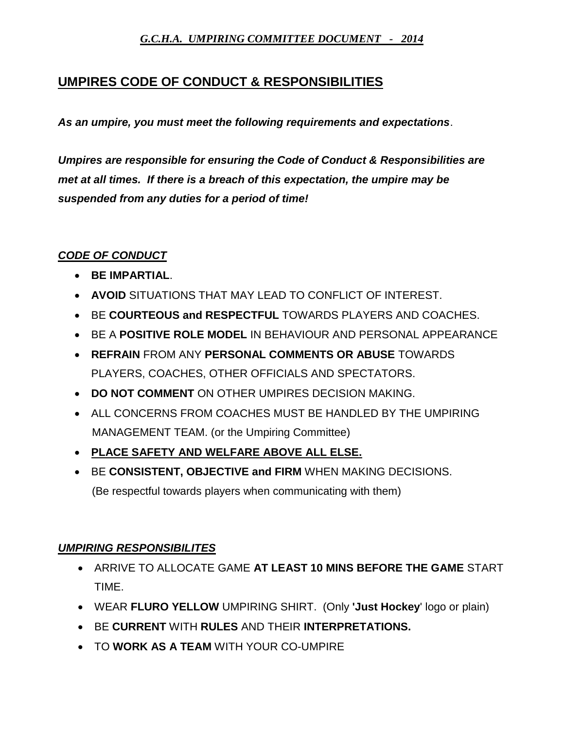*G.C.H.A. UMPIRING COMMITTEE DOCUMENT - 2014*

# UMPIRES CODE OF CONDUCT & RESPONSIBILITIES

***As an umpire, you must meet the following requirements and expectations***.

***Umpires are responsible for ensuring the Code of Conduct & Responsibilities are met at all times. If there is a breach of this expectation, the umpire may be suspended from any duties for a period of time!***

## *CODE OF CONDUCT*

- **BE IMPARTIAL**.
- **AVOID** SITUATIONS THAT MAY LEAD TO CONFLICT OF INTEREST.
- BE **COURTEOUS and RESPECTFUL** TOWARDS PLAYERS AND COACHES.
- BE A **POSITIVE ROLE MODEL** IN BEHAVIOUR AND PERSONAL APPEARANCE
- **REFRAIN** FROM ANY **PERSONAL COMMENTS OR ABUSE** TOWARDS PLAYERS, COACHES, OTHER OFFICIALS AND SPECTATORS.
- **DO NOT COMMENT** ON OTHER UMPIRES DECISION MAKING.
- ALL CONCERNS FROM COACHES MUST BE HANDLED BY THE UMPIRING MANAGEMENT TEAM. (or the Umpiring Committee)
- **PLACE SAFETY AND WELFARE ABOVE ALL ELSE.**
- BE **CONSISTENT, OBJECTIVE and FIRM** WHEN MAKING DECISIONS. (Be respectful towards players when communicating with them)

## *UMPIRING RESPONSIBILITES*

- ARRIVE TO ALLOCATE GAME **AT LEAST 10 MINS BEFORE THE GAME** START TIME.
- WEAR **FLURO YELLOW** UMPIRING SHIRT. (Only **'Just Hockey**' logo or plain)
- BE **CURRENT** WITH **RULES** AND THEIR **INTERPRETATIONS.**
- TO **WORK AS A TEAM** WITH YOUR CO-UMPIRE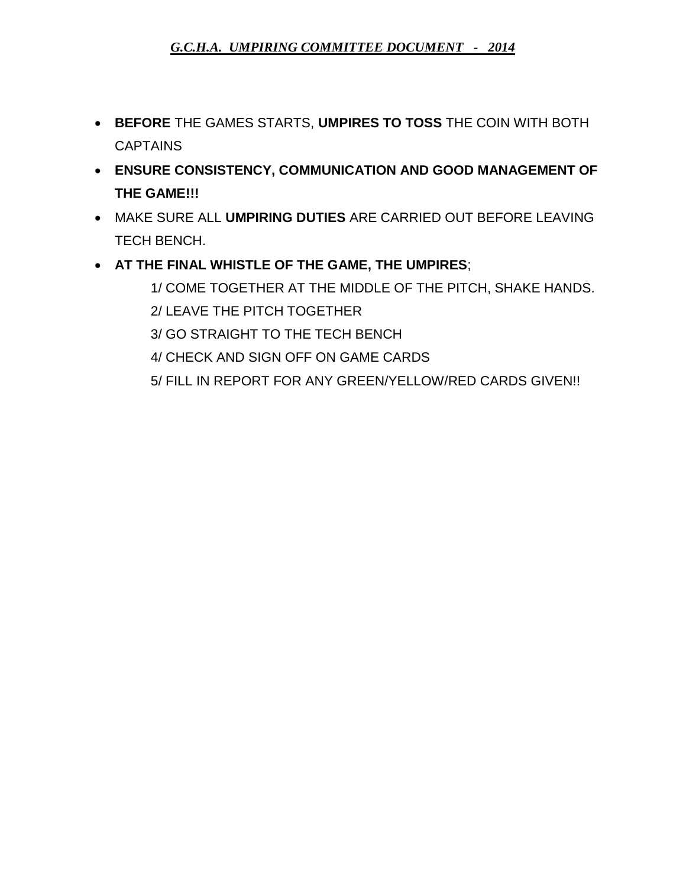- **BEFORE** THE GAMES STARTS, **UMPIRES TO TOSS** THE COIN WITH BOTH CAPTAINS
- **ENSURE CONSISTENCY, COMMUNICATION AND GOOD MANAGEMENT OF THE GAME!!!**
- MAKE SURE ALL **UMPIRING DUTIES** ARE CARRIED OUT BEFORE LEAVING TECH BENCH.
- **AT THE FINAL WHISTLE OF THE GAME, THE UMPIRES**;

  1/ COME TOGETHER AT THE MIDDLE OF THE PITCH, SHAKE HANDS.

  2/ LEAVE THE PITCH TOGETHER

  3/ GO STRAIGHT TO THE TECH BENCH

  4/ CHECK AND SIGN OFF ON GAME CARDS

  5/ FILL IN REPORT FOR ANY GREEN/YELLOW/RED CARDS GIVEN!!